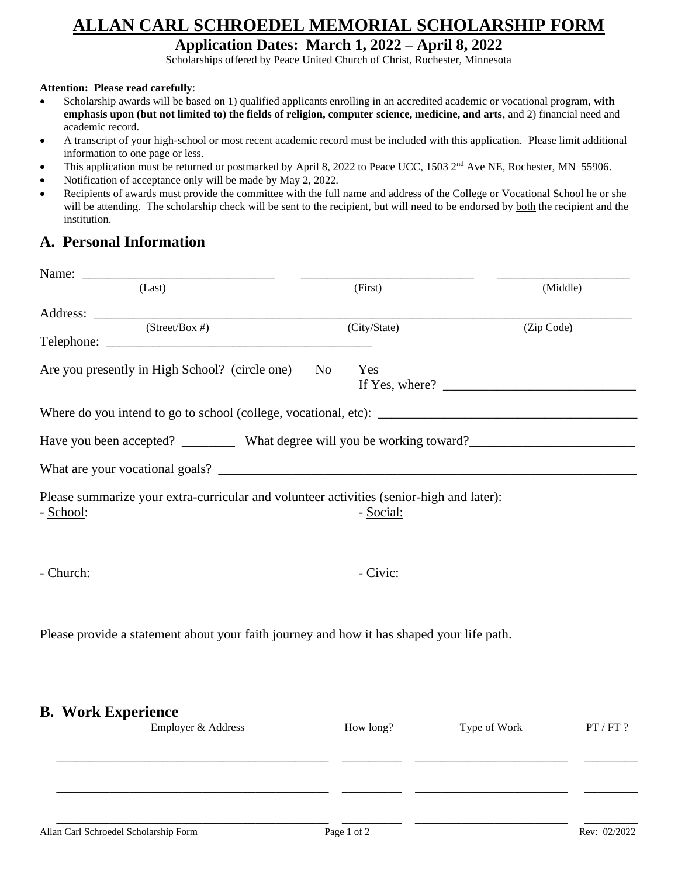# ALLAN CARL SCHROEDEL MEMORIAL SCHOLARSHIP FORM

## Application Dates: March 1, 2022 – April 8, 2022

Scholarships offered by Peace United Church of Christ, Rochester, Minnesota

**Attention: Please read carefully**:

- Scholarship awards will be based on 1) qualified applicants enrolling in an accredited academic or vocational program, **with emphasis upon (but not limited to) the fields of religion, computer science, medicine, and arts**, and 2) financial need and academic record.
- A transcript of your high-school or most recent academic record must be included with this application. Please limit additional information to one page or less.
- This application must be returned or postmarked by April 8, 2022 to Peace UCC, 1503 2nd Ave NE, Rochester, MN 55906.
- Notification of acceptance only will be made by May 2, 2022.
- Recipients of awards must provide the committee with the full name and address of the College or Vocational School he or she will be attending. The scholarship check will be sent to the recipient, but will need to be endorsed by both the recipient and the institution.

## A. Personal Information

Name: ______________________________ ___________________________ _____________________
(Last) (First) (Middle)

Address: ___________________________________________________________________________
(Street/Box #) (City/State) (Zip Code)

Telephone: __________________________________________

Are you presently in High School? (circle one) No Yes
If Yes, where? ____________________________

Where do you intend to go to school (college, vocational, etc): ____________________________________

Have you been accepted? ________ What degree will you be working toward?________________________

What are your vocational goals? _____________________________________________________________

Please summarize your extra-curricular and volunteer activities (senior-high and later):

- School:

- Social:

- Church:

- Civic:

Please provide a statement about your faith journey and how it has shaped your life path.

## B. Work Experience

| Employer & Address | How long? | Type of Work | PT / FT ? |
|---|---|---|---|
| | | | |
| | | | |
| | | | |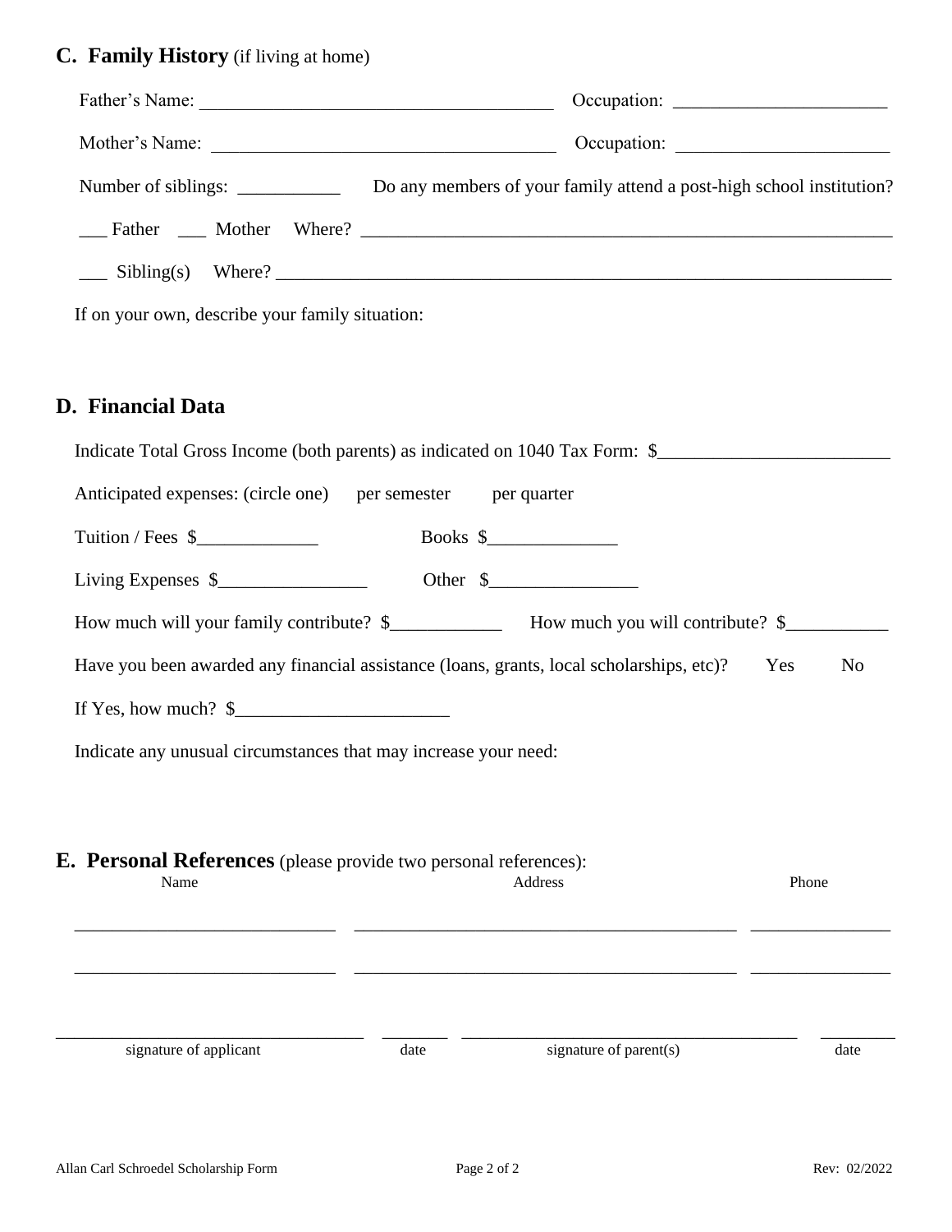## C. Family History (if living at home)

Father's Name: _______________________________________ Occupation: ______________________

Mother's Name: _______________________________________ Occupation: ______________________

Number of siblings: ___________ Do any members of your family attend a post-high school institution?

___ Father ___ Mother Where? ___________________________________________________________

___ Sibling(s) Where? ___________________________________________________________________

If on your own, describe your family situation:

## D. Financial Data

Indicate Total Gross Income (both parents) as indicated on 1040 Tax Form: $________________________

Anticipated expenses: (circle one) per semester per quarter

Tuition / Fees $_____________ Books $______________

Living Expenses $________________ Other $________________

How much will your family contribute? $____________ How much you will contribute? $___________

Have you been awarded any financial assistance (loans, grants, local scholarships, etc)? Yes No

If Yes, how much? $_______________________

Indicate any unusual circumstances that may increase your need:

## E. Personal References (please provide two personal references):

| Name | Address | Phone |
|---|---|---|
| ____________________________ | __________________________________________ | _______________ |
| ____________________________ | __________________________________________ | _______________ |

| | | | |
|---|---|---|---|
| __________________________________ | ________ | ______________________________________ | ________ |
| signature of applicant | date | signature of parent(s) | date |

Allan Carl Schroedel Scholarship Form Rev: 02/2022